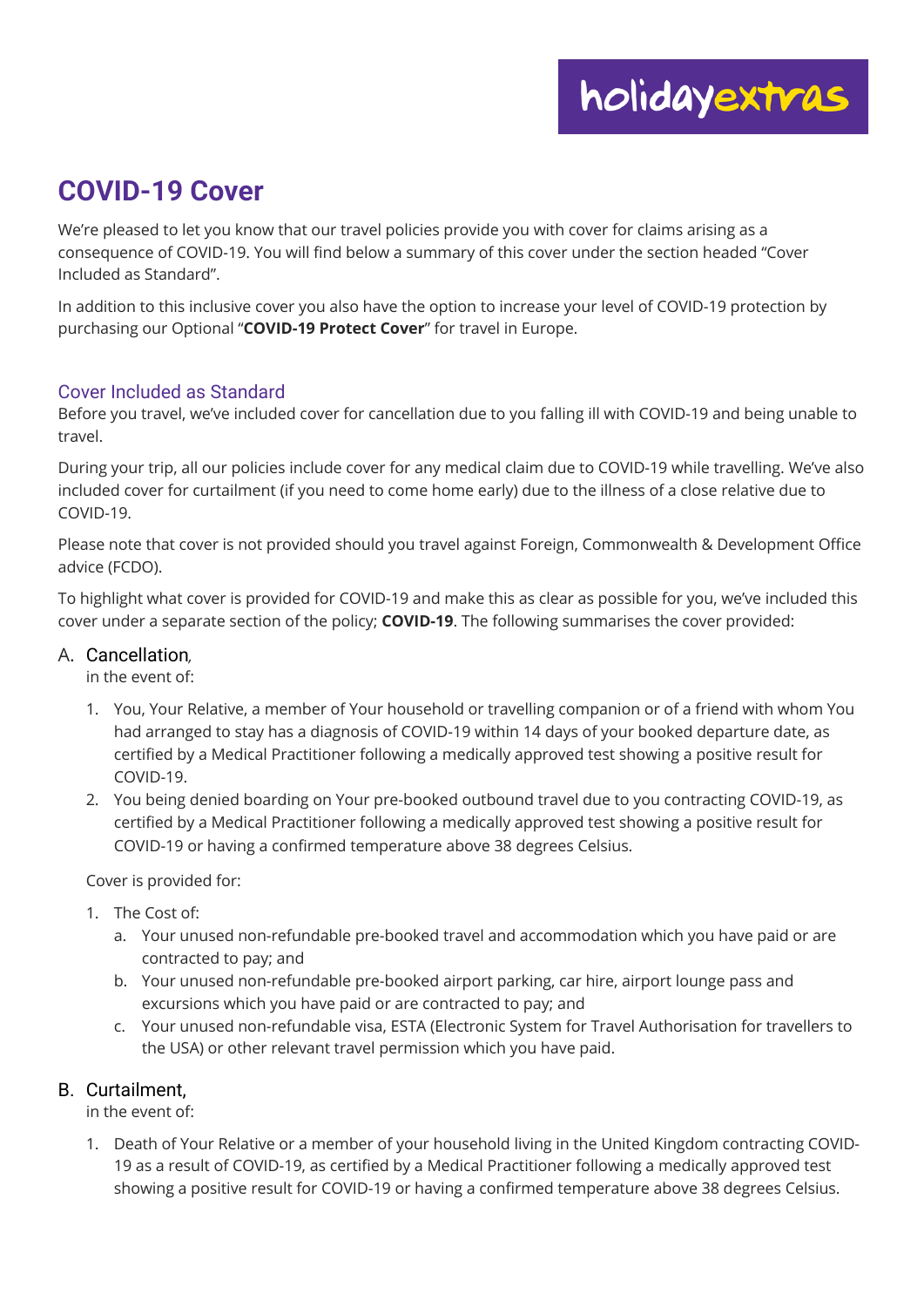# COVID-19 Cover

We're pleased to let you know that our travel policies provide you with cover for claims arising as a consequence of COVID-19. You will find below a summary of this cover under the section headed "Cover Included as Standard".

In addition to this inclusive cover you also have the option to increase your level of COVID-19 protection by purchasing our Optional "**COVID-19 Protect Cover**" for travel in Europe.

## Cover Included as Standard

Before you travel, we've included cover for cancellation due to you falling ill with COVID-19 and being unable to travel.

During your trip, all our policies include cover for any medical claim due to COVID-19 while travelling. We've also included cover for curtailment (if you need to come home early) due to the illness of a close relative due to COVID-19.

Please note that cover is not provided should you travel against Foreign, Commonwealth & Development Office advice (FCDO).

To highlight what cover is provided for COVID-19 and make this as clear as possible for you, we've included this cover under a separate section of the policy; **COVID-19**. The following summarises the cover provided:

### A. Cancellation*,*

in the event of:

1. You, Your Relative, a member of Your household or travelling companion or of a friend with whom You had arranged to stay has a diagnosis of COVID-19 within 14 days of your booked departure date, as certified by a Medical Practitioner following a medically approved test showing a positive result for COVID-19.
2. You being denied boarding on Your pre-booked outbound travel due to you contracting COVID-19, as certified by a Medical Practitioner following a medically approved test showing a positive result for COVID-19 or having a confirmed temperature above 38 degrees Celsius.

Cover is provided for:

1. The Cost of:
   a. Your unused non-refundable pre-booked travel and accommodation which you have paid or are contracted to pay; and
   b. Your unused non-refundable pre-booked airport parking, car hire, airport lounge pass and excursions which you have paid or are contracted to pay; and
   c. Your unused non-refundable visa, ESTA (Electronic System for Travel Authorisation for travellers to the USA) or other relevant travel permission which you have paid.

### B. Curtailment,

in the event of:

1. Death of Your Relative or a member of your household living in the United Kingdom contracting COVID-19 as a result of COVID-19, as certified by a Medical Practitioner following a medically approved test showing a positive result for COVID-19 or having a confirmed temperature above 38 degrees Celsius.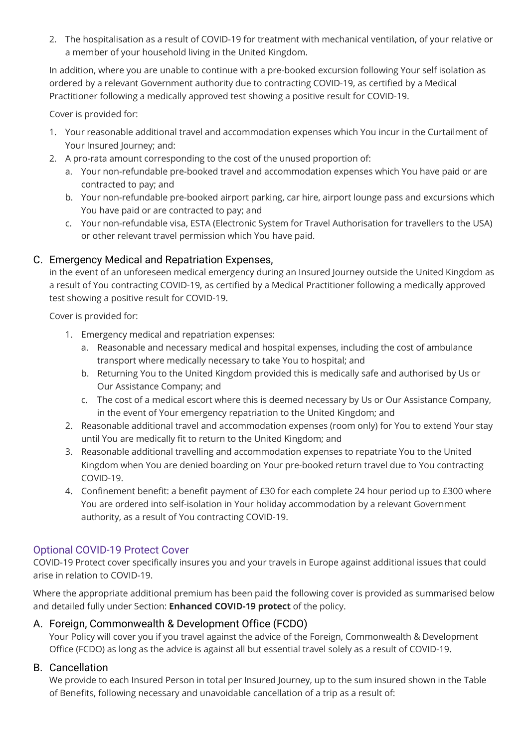2. The hospitalisation as a result of COVID-19 for treatment with mechanical ventilation, of your relative or a member of your household living in the United Kingdom.

In addition, where you are unable to continue with a pre-booked excursion following Your self isolation as ordered by a relevant Government authority due to contracting COVID-19, as certified by a Medical Practitioner following a medically approved test showing a positive result for COVID-19.

Cover is provided for:

1. Your reasonable additional travel and accommodation expenses which You incur in the Curtailment of Your Insured Journey; and:
2. A pro-rata amount corresponding to the cost of the unused proportion of:
    a. Your non-refundable pre-booked travel and accommodation expenses which You have paid or are contracted to pay; and
    b. Your non-refundable pre-booked airport parking, car hire, airport lounge pass and excursions which You have paid or are contracted to pay; and
    c. Your non-refundable visa, ESTA (Electronic System for Travel Authorisation for travellers to the USA) or other relevant travel permission which You have paid.

### C. Emergency Medical and Repatriation Expenses,

in the event of an unforeseen medical emergency during an Insured Journey outside the United Kingdom as a result of You contracting COVID-19, as certified by a Medical Practitioner following a medically approved test showing a positive result for COVID-19.

Cover is provided for:

1. Emergency medical and repatriation expenses:
    a. Reasonable and necessary medical and hospital expenses, including the cost of ambulance transport where medically necessary to take You to hospital; and
    b. Returning You to the United Kingdom provided this is medically safe and authorised by Us or Our Assistance Company; and
    c. The cost of a medical escort where this is deemed necessary by Us or Our Assistance Company, in the event of Your emergency repatriation to the United Kingdom; and
2. Reasonable additional travel and accommodation expenses (room only) for You to extend Your stay until You are medically fit to return to the United Kingdom; and
3. Reasonable additional travelling and accommodation expenses to repatriate You to the United Kingdom when You are denied boarding on Your pre-booked return travel due to You contracting COVID-19.
4. Confinement benefit: a benefit payment of £30 for each complete 24 hour period up to £300 where You are ordered into self-isolation in Your holiday accommodation by a relevant Government authority, as a result of You contracting COVID-19.

## Optional COVID-19 Protect Cover

COVID-19 Protect cover specifically insures you and your travels in Europe against additional issues that could arise in relation to COVID-19.

Where the appropriate additional premium has been paid the following cover is provided as summarised below and detailed fully under Section: **Enhanced COVID-19 protect** of the policy.

### A. Foreign, Commonwealth & Development Office (FCDO)

Your Policy will cover you if you travel against the advice of the Foreign, Commonwealth & Development Office (FCDO) as long as the advice is against all but essential travel solely as a result of COVID-19.

### B. Cancellation

We provide to each Insured Person in total per Insured Journey, up to the sum insured shown in the Table of Benefits, following necessary and unavoidable cancellation of a trip as a result of: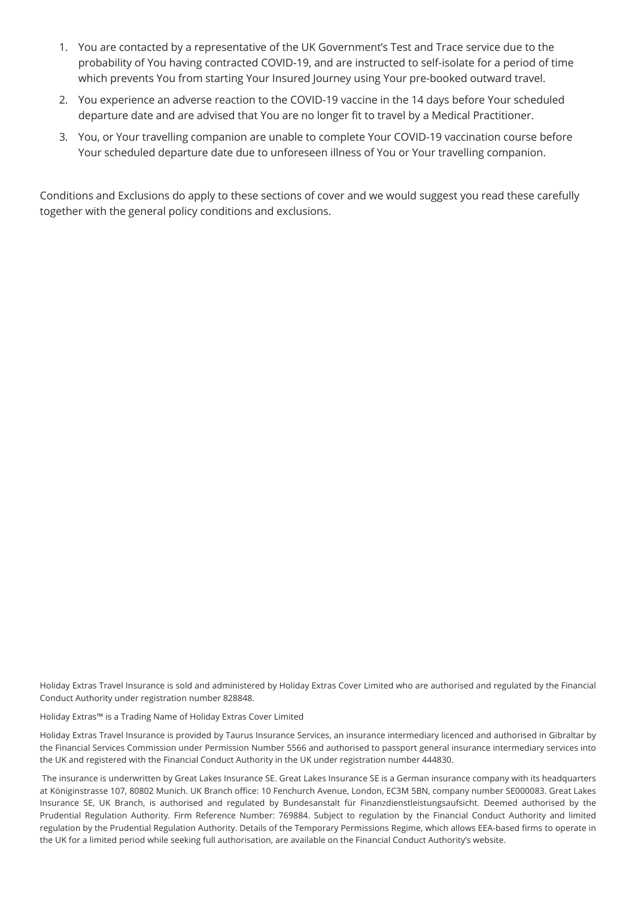1. You are contacted by a representative of the UK Government's Test and Trace service due to the probability of You having contracted COVID-19, and are instructed to self-isolate for a period of time which prevents You from starting Your Insured Journey using Your pre-booked outward travel.
2. You experience an adverse reaction to the COVID-19 vaccine in the 14 days before Your scheduled departure date and are advised that You are no longer fit to travel by a Medical Practitioner.
3. You, or Your travelling companion are unable to complete Your COVID-19 vaccination course before Your scheduled departure date due to unforeseen illness of You or Your travelling companion.

Conditions and Exclusions do apply to these sections of cover and we would suggest you read these carefully together with the general policy conditions and exclusions.

Holiday Extras Travel Insurance is sold and administered by Holiday Extras Cover Limited who are authorised and regulated by the Financial Conduct Authority under registration number 828848.

Holiday Extras™ is a Trading Name of Holiday Extras Cover Limited

Holiday Extras Travel Insurance is provided by Taurus Insurance Services, an insurance intermediary licenced and authorised in Gibraltar by the Financial Services Commission under Permission Number 5566 and authorised to passport general insurance intermediary services into the UK and registered with the Financial Conduct Authority in the UK under registration number 444830.

The insurance is underwritten by Great Lakes Insurance SE. Great Lakes Insurance SE is a German insurance company with its headquarters at Königinstrasse 107, 80802 Munich. UK Branch office: 10 Fenchurch Avenue, London, EC3M 5BN, company number SE000083. Great Lakes Insurance SE, UK Branch, is authorised and regulated by Bundesanstalt für Finanzdienstleistungsaufsicht. Deemed authorised by the Prudential Regulation Authority. Firm Reference Number: 769884. Subject to regulation by the Financial Conduct Authority and limited regulation by the Prudential Regulation Authority. Details of the Temporary Permissions Regime, which allows EEA-based firms to operate in the UK for a limited period while seeking full authorisation, are available on the Financial Conduct Authority's website.